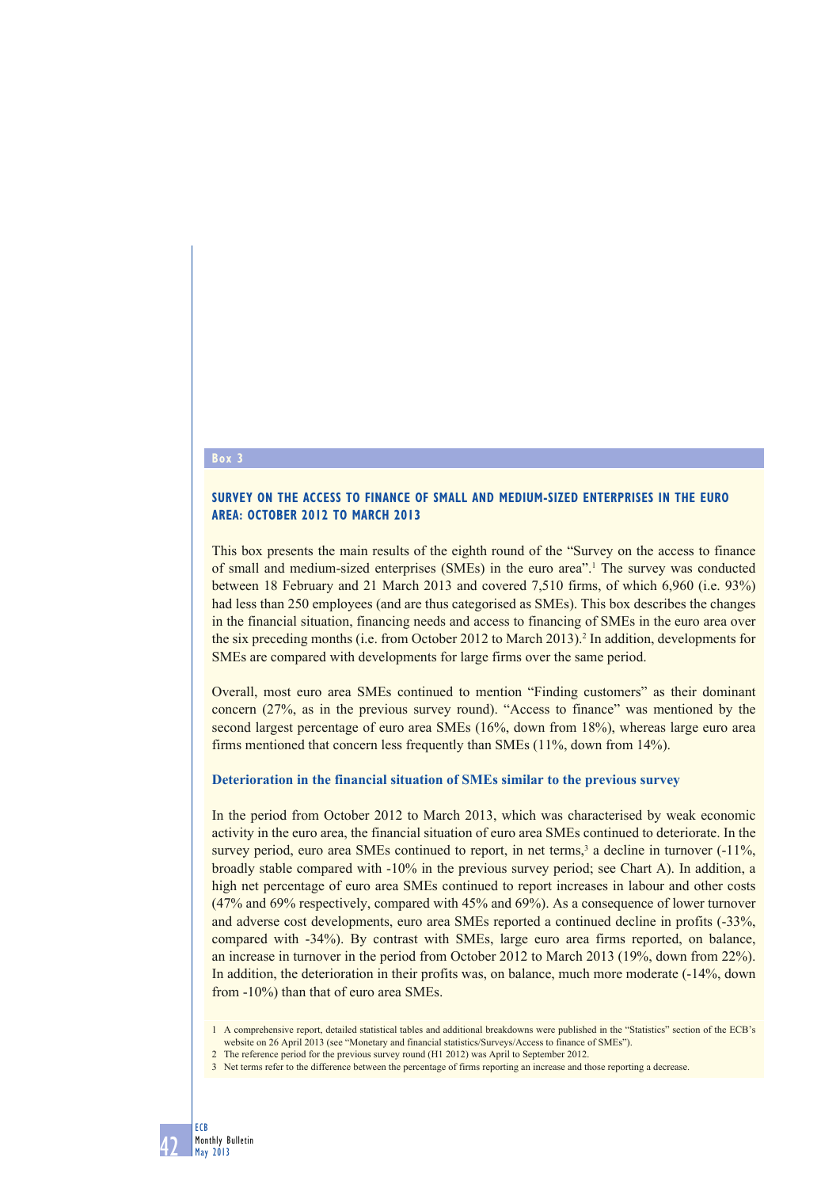**Box 3**

## SURVEY ON THE ACCESS TO FINANCE OF SMALL AND MEDIUM-SIZED ENTERPRISES IN THE EURO AREA: OCTOBER 2012 TO MARCH 2013

This box presents the main results of the eighth round of the "Survey on the access to finance of small and medium-sized enterprises (SMEs) in the euro area".[1] The survey was conducted between 18 February and 21 March 2013 and covered 7,510 firms, of which 6,960 (i.e. 93%) had less than 250 employees (and are thus categorised as SMEs). This box describes the changes in the financial situation, financing needs and access to financing of SMEs in the euro area over the six preceding months (i.e. from October 2012 to March 2013).[2] In addition, developments for SMEs are compared with developments for large firms over the same period.

Overall, most euro area SMEs continued to mention "Finding customers" as their dominant concern (27%, as in the previous survey round). "Access to finance" was mentioned by the second largest percentage of euro area SMEs (16%, down from 18%), whereas large euro area firms mentioned that concern less frequently than SMEs (11%, down from 14%).

### Deterioration in the financial situation of SMEs similar to the previous survey

In the period from October 2012 to March 2013, which was characterised by weak economic activity in the euro area, the financial situation of euro area SMEs continued to deteriorate. In the survey period, euro area SMEs continued to report, in net terms,[3] a decline in turnover (-11%, broadly stable compared with -10% in the previous survey period; see Chart A). In addition, a high net percentage of euro area SMEs continued to report increases in labour and other costs (47% and 69% respectively, compared with 45% and 69%). As a consequence of lower turnover and adverse cost developments, euro area SMEs reported a continued decline in profits (-33%, compared with -34%). By contrast with SMEs, large euro area firms reported, on balance, an increase in turnover in the period from October 2012 to March 2013 (19%, down from 22%). In addition, the deterioration in their profits was, on balance, much more moderate (-14%, down from -10%) than that of euro area SMEs.

1 A comprehensive report, detailed statistical tables and additional breakdowns were published in the "Statistics" section of the ECB's website on 26 April 2013 (see "Monetary and financial statistics/Surveys/Access to finance of SMEs").

2 The reference period for the previous survey round (H1 2012) was April to September 2012.

3 Net terms refer to the difference between the percentage of firms reporting an increase and those reporting a decrease.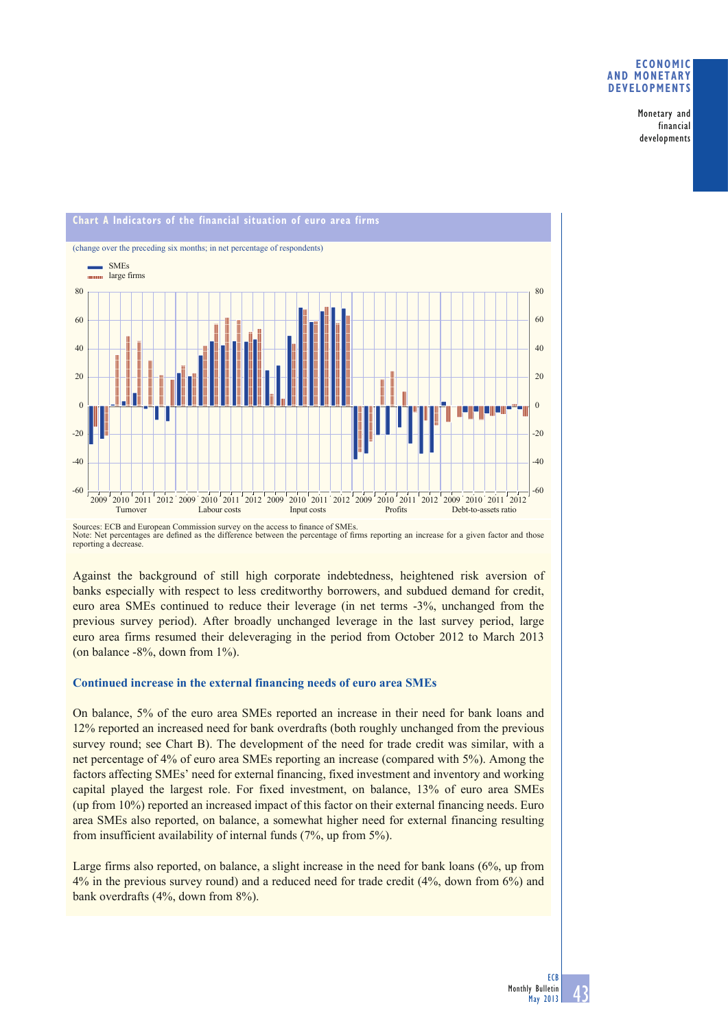**Chart A Indicators of the financial situation of euro area firms**

(change over the preceding six months; in net percentage of respondents)

Sources: ECB and European Commission survey on the access to finance of SMEs.
Note: Net percentages are defined as the difference between the percentage of firms reporting an increase for a given factor and those reporting a decrease.

Against the background of still high corporate indebtedness, heightened risk aversion of banks especially with respect to less creditworthy borrowers, and subdued demand for credit, euro area SMEs continued to reduce their leverage (in net terms -3%, unchanged from the previous survey period). After broadly unchanged leverage in the last survey period, large euro area firms resumed their deleveraging in the period from October 2012 to March 2013 (on balance -8%, down from 1%).

### Continued increase in the external financing needs of euro area SMEs

On balance, 5% of the euro area SMEs reported an increase in their need for bank loans and 12% reported an increased need for bank overdrafts (both roughly unchanged from the previous survey round; see Chart B). The development of the need for trade credit was similar, with a net percentage of 4% of euro area SMEs reporting an increase (compared with 5%). Among the factors affecting SMEs' need for external financing, fixed investment and inventory and working capital played the largest role. For fixed investment, on balance, 13% of euro area SMEs (up from 10%) reported an increased impact of this factor on their external financing needs. Euro area SMEs also reported, on balance, a somewhat higher need for external financing resulting from insufficient availability of internal funds (7%, up from 5%).

Large firms also reported, on balance, a slight increase in the need for bank loans (6%, up from 4% in the previous survey round) and a reduced need for trade credit (4%, down from 6%) and bank overdrafts (4%, down from 8%).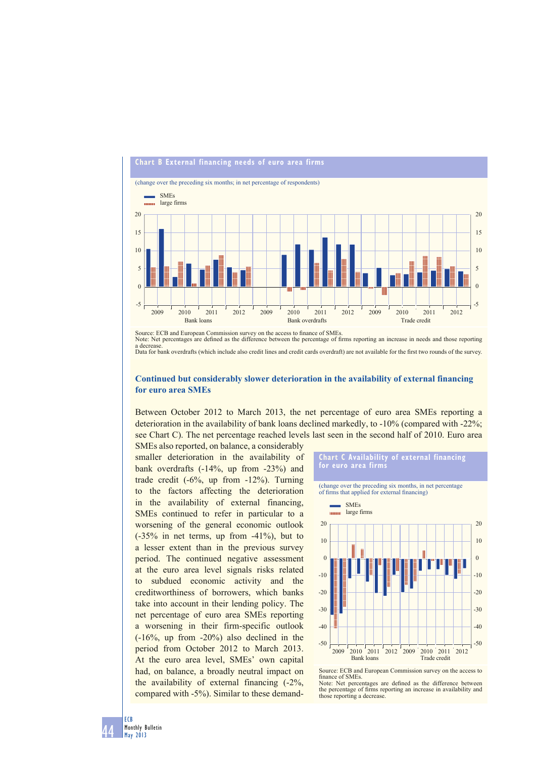**Chart B External financing needs of euro area firms**

(change over the preceding six months; in net percentage of respondents)

Source: ECB and European Commission survey on the access to finance of SMEs.
Note: Net percentages are defined as the difference between the percentage of firms reporting an increase in needs and those reporting a decrease.
Data for bank overdrafts (which include also credit lines and credit cards overdraft) are not available for the first two rounds of the survey.

## Continued but considerably slower deterioration in the availability of external financing for euro area SMEs

Between October 2012 to March 2013, the net percentage of euro area SMEs reporting a deterioration in the availability of bank loans declined markedly, to -10% (compared with -22%; see Chart C). The net percentage reached levels last seen in the second half of 2010. Euro area SMEs also reported, on balance, a considerably smaller deterioration in the availability of bank overdrafts (-14%, up from -23%) and trade credit (-6%, up from -12%). Turning to the factors affecting the deterioration in the availability of external financing, SMEs continued to refer in particular to a worsening of the general economic outlook (-35% in net terms, up from -41%), but to a lesser extent than in the previous survey period. The continued negative assessment at the euro area level signals risks related to subdued economic activity and the creditworthiness of borrowers, which banks take into account in their lending policy. The net percentage of euro area SMEs reporting a worsening in their firm-specific outlook (-16%, up from -20%) also declined in the period from October 2012 to March 2013. At the euro area level, SMEs' own capital had, on balance, a broadly neutral impact on the availability of external financing (-2%, compared with -5%). Similar to these demand-

**Chart C Availability of external financing for euro area firms**

(change over the preceding six months, in net percentage of firms that applied for external financing)

Source: ECB and European Commission survey on the access to finance of SMEs.
Note: Net percentages are defined as the difference between the percentage of firms reporting an increase in availability and those reporting a decrease.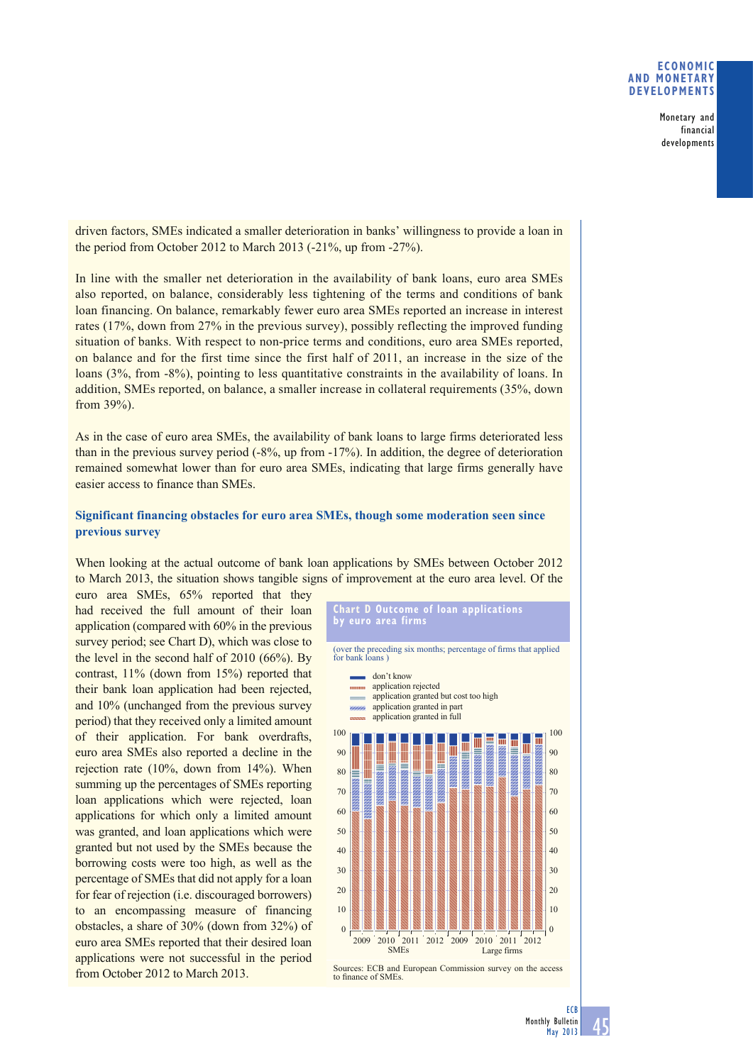driven factors, SMEs indicated a smaller deterioration in banks' willingness to provide a loan in the period from October 2012 to March 2013 (-21%, up from -27%).

In line with the smaller net deterioration in the availability of bank loans, euro area SMEs also reported, on balance, considerably less tightening of the terms and conditions of bank loan financing. On balance, remarkably fewer euro area SMEs reported an increase in interest rates (17%, down from 27% in the previous survey), possibly reflecting the improved funding situation of banks. With respect to non-price terms and conditions, euro area SMEs reported, on balance and for the first time since the first half of 2011, an increase in the size of the loans (3%, from -8%), pointing to less quantitative constraints in the availability of loans. In addition, SMEs reported, on balance, a smaller increase in collateral requirements (35%, down from 39%).

As in the case of euro area SMEs, the availability of bank loans to large firms deteriorated less than in the previous survey period (-8%, up from -17%). In addition, the degree of deterioration remained somewhat lower than for euro area SMEs, indicating that large firms generally have easier access to finance than SMEs.

### Significant financing obstacles for euro area SMEs, though some moderation seen since previous survey

When looking at the actual outcome of bank loan applications by SMEs between October 2012 to March 2013, the situation shows tangible signs of improvement at the euro area level. Of the euro area SMEs, 65% reported that they had received the full amount of their loan application (compared with 60% in the previous survey period; see Chart D), which was close to the level in the second half of 2010 (66%). By contrast, 11% (down from 15%) reported that their bank loan application had been rejected, and 10% (unchanged from the previous survey period) that they received only a limited amount of their application. For bank overdrafts, euro area SMEs also reported a decline in the rejection rate (10%, down from 14%). When summing up the percentages of SMEs reporting loan applications which were rejected, loan applications for which only a limited amount was granted, and loan applications which were granted but not used by the SMEs because the borrowing costs were too high, as well as the percentage of SMEs that did not apply for a loan for fear of rejection (i.e. discouraged borrowers) to an encompassing measure of financing obstacles, a share of 30% (down from 32%) of euro area SMEs reported that their desired loan applications were not successful in the period from October 2012 to March 2013.

**Chart D Outcome of loan applications by euro area firms**

(over the preceding six months; percentage of firms that applied for bank loans )

- don't know
- application rejected
- application granted but cost too high
- application granted in part
- application granted in full

Sources: ECB and European Commission survey on the access to finance of SMEs.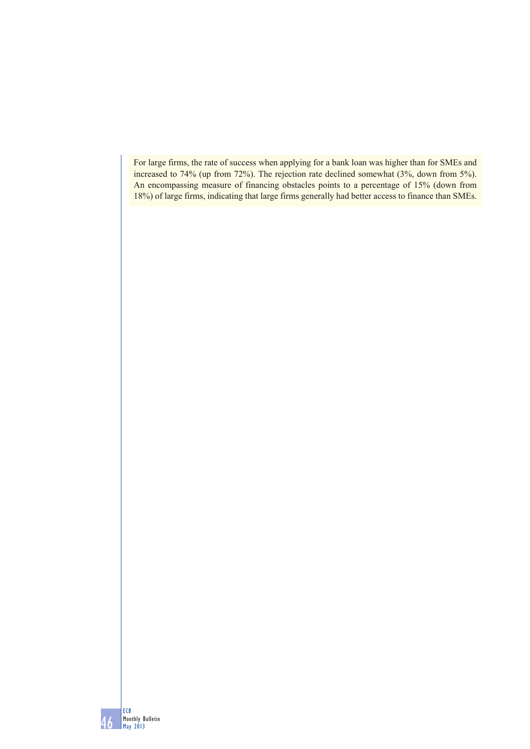For large firms, the rate of success when applying for a bank loan was higher than for SMEs and increased to 74% (up from 72%). The rejection rate declined somewhat (3%, down from 5%). An encompassing measure of financing obstacles points to a percentage of 15% (down from 18%) of large firms, indicating that large firms generally had better access to finance than SMEs.